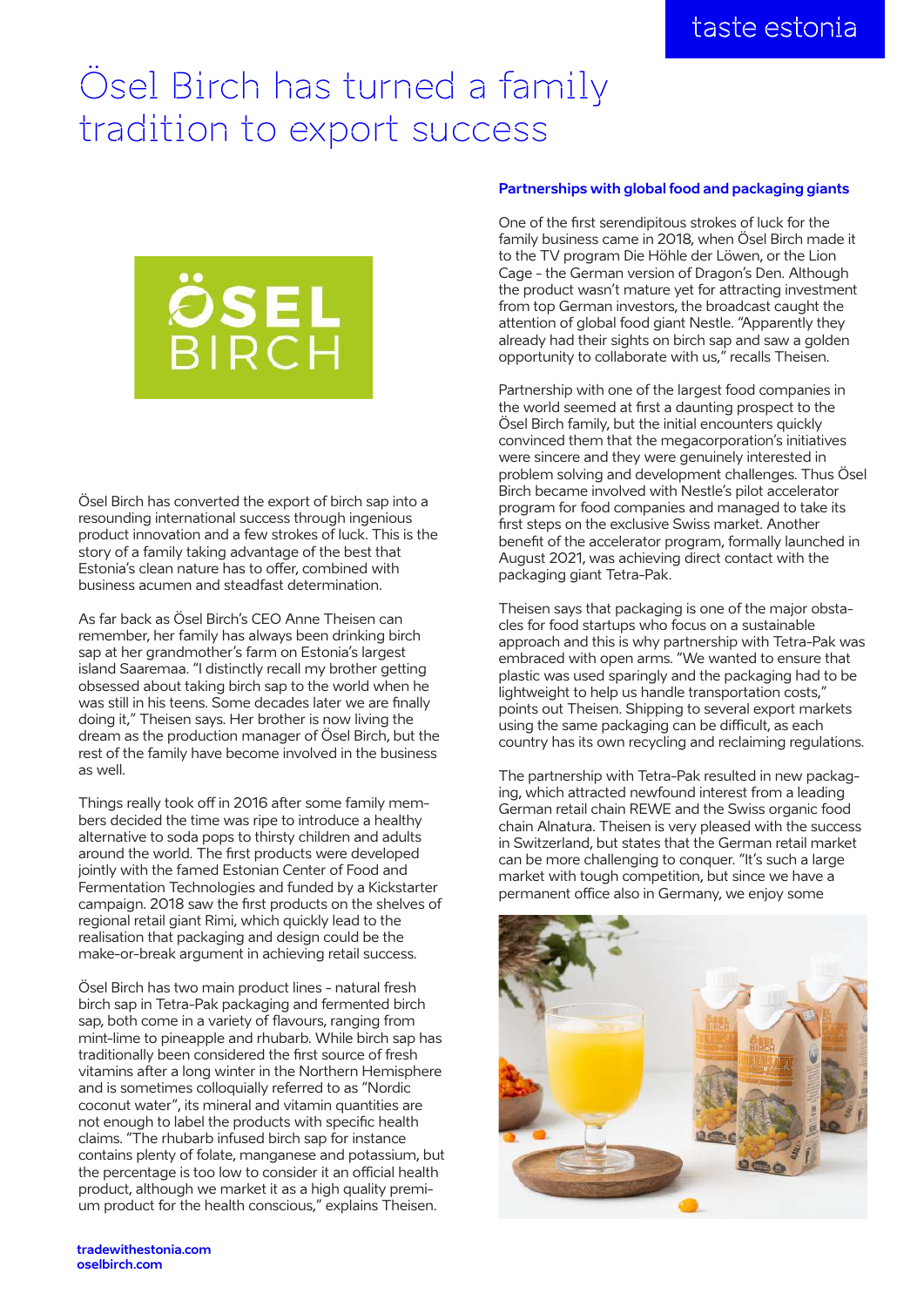# Ösel Birch has turned a family tradition to export success

Ösel Birch has converted the export of birch sap into a resounding international success through ingenious product innovation and a few strokes of luck. This is the story of a family taking advantage of the best that Estonia's clean nature has to offer, combined with business acumen and steadfast determination.

As far back as Ösel Birch's CEO Anne Theisen can remember, her family has always been drinking birch sap at her grandmother's farm on Estonia's largest island Saaremaa. "I distinctly recall my brother getting obsessed about taking birch sap to the world when he was still in his teens. Some decades later we are finally doing it," Theisen says. Her brother is now living the dream as the production manager of Ösel Birch, but the rest of the family have become involved in the business as well.

Things really took off in 2016 after some family members decided the time was ripe to introduce a healthy alternative to soda pops to thirsty children and adults around the world. The first products were developed jointly with the famed Estonian Center of Food and Fermentation Technologies and funded by a Kickstarter campaign. 2018 saw the first products on the shelves of regional retail giant Rimi, which quickly lead to the realisation that packaging and design could be the make-or-break argument in achieving retail success.

Ösel Birch has two main product lines - natural fresh birch sap in Tetra-Pak packaging and fermented birch sap, both come in a variety of flavours, ranging from mint-lime to pineapple and rhubarb. While birch sap has traditionally been considered the first source of fresh vitamins after a long winter in the Northern Hemisphere and is sometimes colloquially referred to as "Nordic coconut water", its mineral and vitamin quantities are not enough to label the products with specific health claims. "The rhubarb infused birch sap for instance contains plenty of folate, manganese and potassium, but the percentage is too low to consider it an official health product, although we market it as a high quality premium product for the health conscious," explains Theisen.

### Partnerships with global food and packaging giants

One of the first serendipitous strokes of luck for the family business came in 2018, when Ösel Birch made it to the TV program Die Höhle der Löwen, or the Lion Cage - the German version of Dragon's Den. Although the product wasn't mature yet for attracting investment from top German investors, the broadcast caught the attention of global food giant Nestle. "Apparently they already had their sights on birch sap and saw a golden opportunity to collaborate with us," recalls Theisen.

Partnership with one of the largest food companies in the world seemed at first a daunting prospect to the Ösel Birch family, but the initial encounters quickly convinced them that the megacorporation's initiatives were sincere and they were genuinely interested in problem solving and development challenges. Thus Ösel Birch became involved with Nestle's pilot accelerator program for food companies and managed to take its first steps on the exclusive Swiss market. Another benefit of the accelerator program, formally launched in August 2021, was achieving direct contact with the packaging giant Tetra-Pak.

Theisen says that packaging is one of the major obstacles for food startups who focus on a sustainable approach and this is why partnership with Tetra-Pak was embraced with open arms. "We wanted to ensure that plastic was used sparingly and the packaging had to be lightweight to help us handle transportation costs," points out Theisen. Shipping to several export markets using the same packaging can be difficult, as each country has its own recycling and reclaiming regulations.

The partnership with Tetra-Pak resulted in new packaging, which attracted newfound interest from a leading German retail chain REWE and the Swiss organic food chain Alnatura. Theisen is very pleased with the success in Switzerland, but states that the German retail market can be more challenging to conquer. "It's such a large market with tough competition, but since we have a permanent office also in Germany, we enjoy some

tradewithestonia.com
oselbirch.com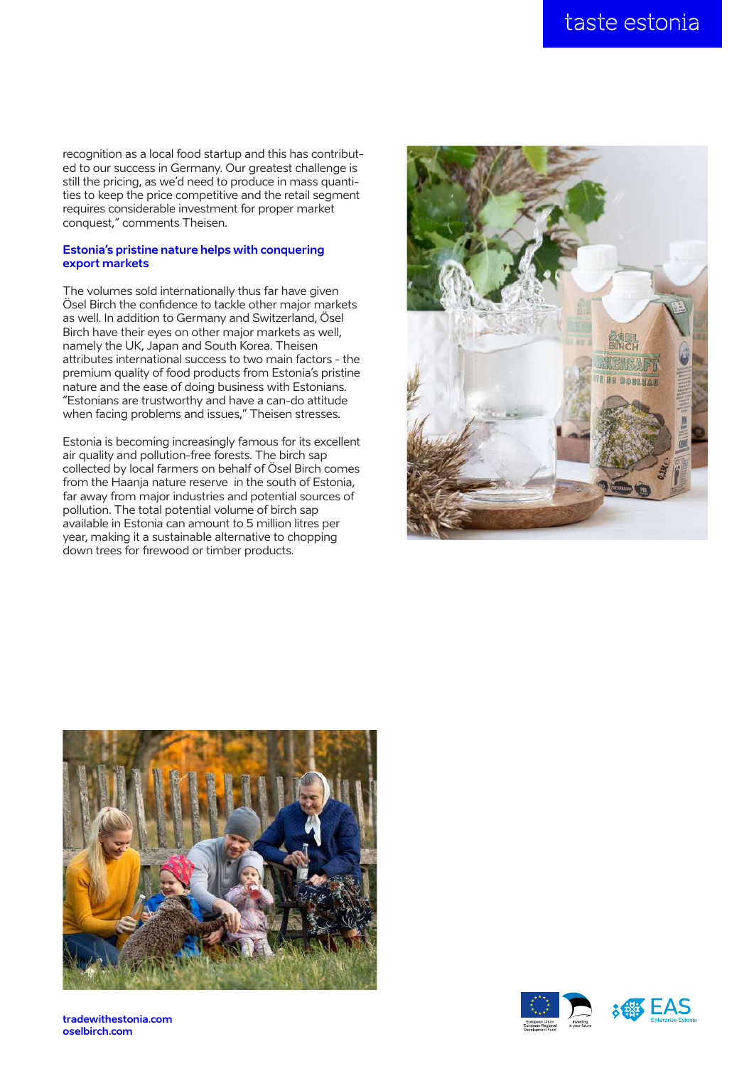recognition as a local food startup and this has contributed to our success in Germany. Our greatest challenge is still the pricing, as we'd need to produce in mass quantities to keep the price competitive and the retail segment requires considerable investment for proper market conquest," comments Theisen.

## Estonia's pristine nature helps with conquering export markets

The volumes sold internationally thus far have given Ösel Birch the confidence to tackle other major markets as well. In addition to Germany and Switzerland, Ösel Birch have their eyes on other major markets as well, namely the UK, Japan and South Korea. Theisen attributes international success to two main factors - the premium quality of food products from Estonia's pristine nature and the ease of doing business with Estonians. "Estonians are trustworthy and have a can-do attitude when facing problems and issues," Theisen stresses.

Estonia is becoming increasingly famous for its excellent air quality and pollution-free forests. The birch sap collected by local farmers on behalf of Ösel Birch comes from the Haanja nature reserve in the south of Estonia, far away from major industries and potential sources of pollution. The total potential volume of birch sap available in Estonia can amount to 5 million litres per year, making it a sustainable alternative to chopping down trees for firewood or timber products.

**tradewithestonia.com**
**oselbirch.com**